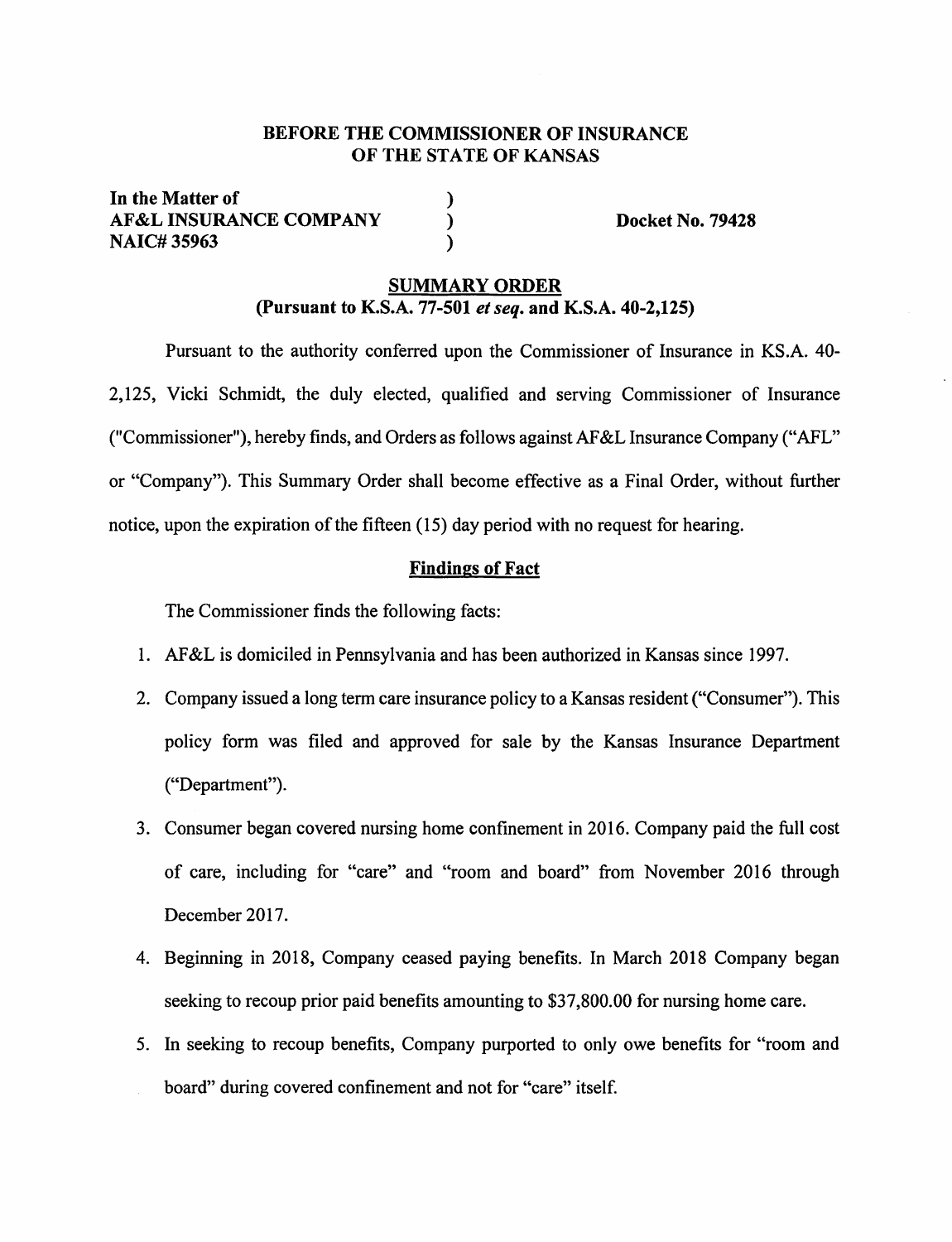**BEFORE THE COMMISSIONER OF INSURANCE**
**OF THE STATE OF KANSAS**

| | | |
|---|---|---|
| **In the Matter of** | ) | |
| **AF&L INSURANCE COMPANY** | ) | **Docket No. 79428** |
| **NAIC# 35963** | ) | |

**SUMMARY ORDER**
**(Pursuant to K.S.A. 77-501 *et seq.* and K.S.A. 40-2,125)**

Pursuant to the authority conferred upon the Commissioner of Insurance in KS.A. 40-2,125, Vicki Schmidt, the duly elected, qualified and serving Commissioner of Insurance ("Commissioner"), hereby finds, and Orders as follows against AF&L Insurance Company ("AFL" or "Company"). This Summary Order shall become effective as a Final Order, without further notice, upon the expiration of the fifteen (15) day period with no request for hearing.

**Findings of Fact**

The Commissioner finds the following facts:

1. AF&L is domiciled in Pennsylvania and has been authorized in Kansas since 1997.
2. Company issued a long term care insurance policy to a Kansas resident ("Consumer"). This policy form was filed and approved for sale by the Kansas Insurance Department ("Department").
3. Consumer began covered nursing home confinement in 2016. Company paid the full cost of care, including for "care" and "room and board" from November 2016 through December 2017.
4. Beginning in 2018, Company ceased paying benefits. In March 2018 Company began seeking to recoup prior paid benefits amounting to $37,800.00 for nursing home care.
5. In seeking to recoup benefits, Company purported to only owe benefits for "room and board" during covered confinement and not for "care" itself.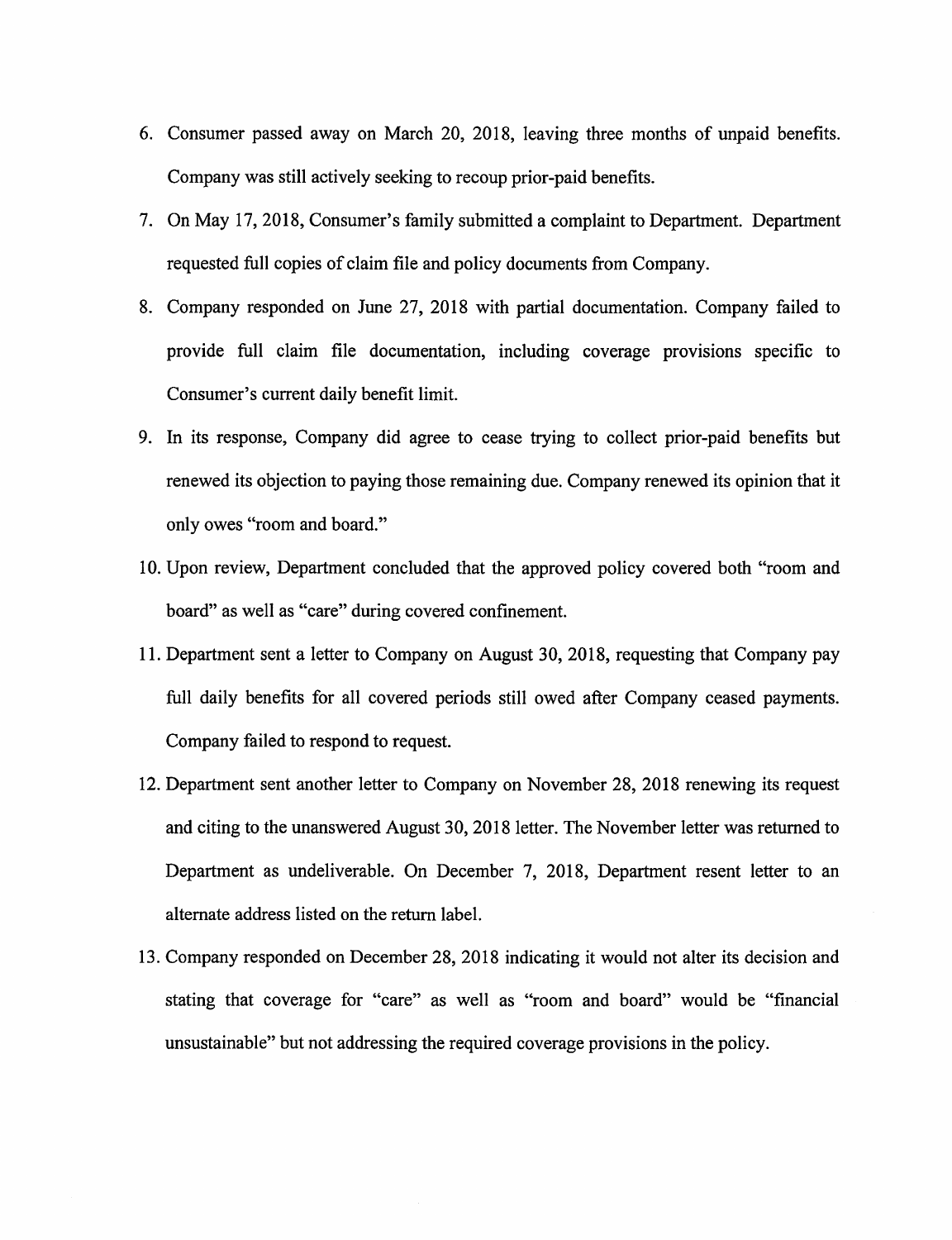6. Consumer passed away on March 20, 2018, leaving three months of unpaid benefits. Company was still actively seeking to recoup prior-paid benefits.

7. On May 17, 2018, Consumer's family submitted a complaint to Department. Department requested full copies of claim file and policy documents from Company.

8. Company responded on June 27, 2018 with partial documentation. Company failed to provide full claim file documentation, including coverage provisions specific to Consumer's current daily benefit limit.

9. In its response, Company did agree to cease trying to collect prior-paid benefits but renewed its objection to paying those remaining due. Company renewed its opinion that it only owes "room and board."

10. Upon review, Department concluded that the approved policy covered both "room and board" as well as "care" during covered confinement.

11. Department sent a letter to Company on August 30, 2018, requesting that Company pay full daily benefits for all covered periods still owed after Company ceased payments. Company failed to respond to request.

12. Department sent another letter to Company on November 28, 2018 renewing its request and citing to the unanswered August 30, 2018 letter. The November letter was returned to Department as undeliverable. On December 7, 2018, Department resent letter to an alternate address listed on the return label.

13. Company responded on December 28, 2018 indicating it would not alter its decision and stating that coverage for "care" as well as "room and board" would be "financial unsustainable" but not addressing the required coverage provisions in the policy.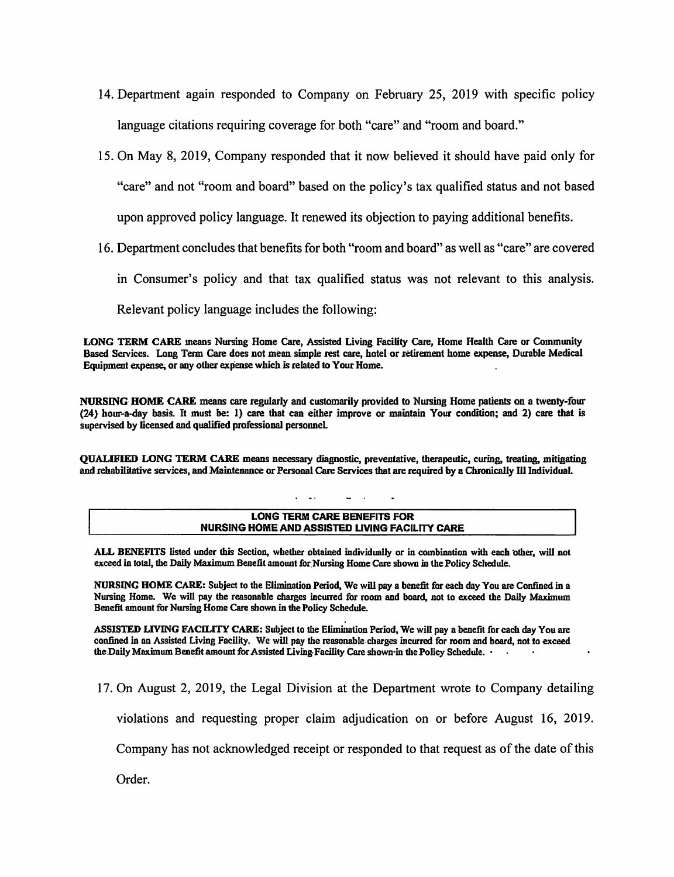14. Department again responded to Company on February 25, 2019 with specific policy language citations requiring coverage for both "care" and "room and board."

15. On May 8, 2019, Company responded that it now believed it should have paid only for "care" and not "room and board" based on the policy's tax qualified status and not based upon approved policy language. It renewed its objection to paying additional benefits.

16. Department concludes that benefits for both "room and board" as well as "care" are covered in Consumer's policy and that tax qualified status was not relevant to this analysis. Relevant policy language includes the following:

**LONG TERM CARE means Nursing Home Care, Assisted Living Facility Care, Home Health Care or Community Based Services. Long Term Care does not mean simple rest care, hotel or retirement home expense, Durable Medical Equipment expense, or any other expense which is related to Your Home.**

**NURSING HOME CARE means care regularly and customarily provided to Nursing Home patients on a twenty-four (24) hour-a-day basis. It must be: 1) care that can either improve or maintain Your condition; and 2) care that is supervised by licensed and qualified professional personnel.**

**QUALIFIED LONG TERM CARE means necessary diagnostic, preventative, therapeutic, curing, treating, mitigating and rehabilitative services, and Maintenance or Personal Care Services that are required by a Chronically Ill Individual.**

**LONG TERM CARE BENEFITS FOR NURSING HOME AND ASSISTED LIVING FACILITY CARE**

**ALL BENEFITS listed under this Section, whether obtained individually or in combination with each other, will not exceed in total, the Daily Maximum Benefit amount for Nursing Home Care shown in the Policy Schedule.**

**NURSING HOME CARE: Subject to the Elimination Period, We will pay a benefit for each day You are Confined in a Nursing Home. We will pay the reasonable charges incurred for room and board, not to exceed the Daily Maximum Benefit amount for Nursing Home Care shown in the Policy Schedule.**

**ASSISTED LIVING FACILITY CARE: Subject to the Elimination Period, We will pay a benefit for each day You are confined in an Assisted Living Facility. We will pay the reasonable charges incurred for room and board, not to exceed the Daily Maximum Benefit amount for Assisted Living Facility Care shown in the Policy Schedule.**

17. On August 2, 2019, the Legal Division at the Department wrote to Company detailing violations and requesting proper claim adjudication on or before August 16, 2019. Company has not acknowledged receipt or responded to that request as of the date of this Order.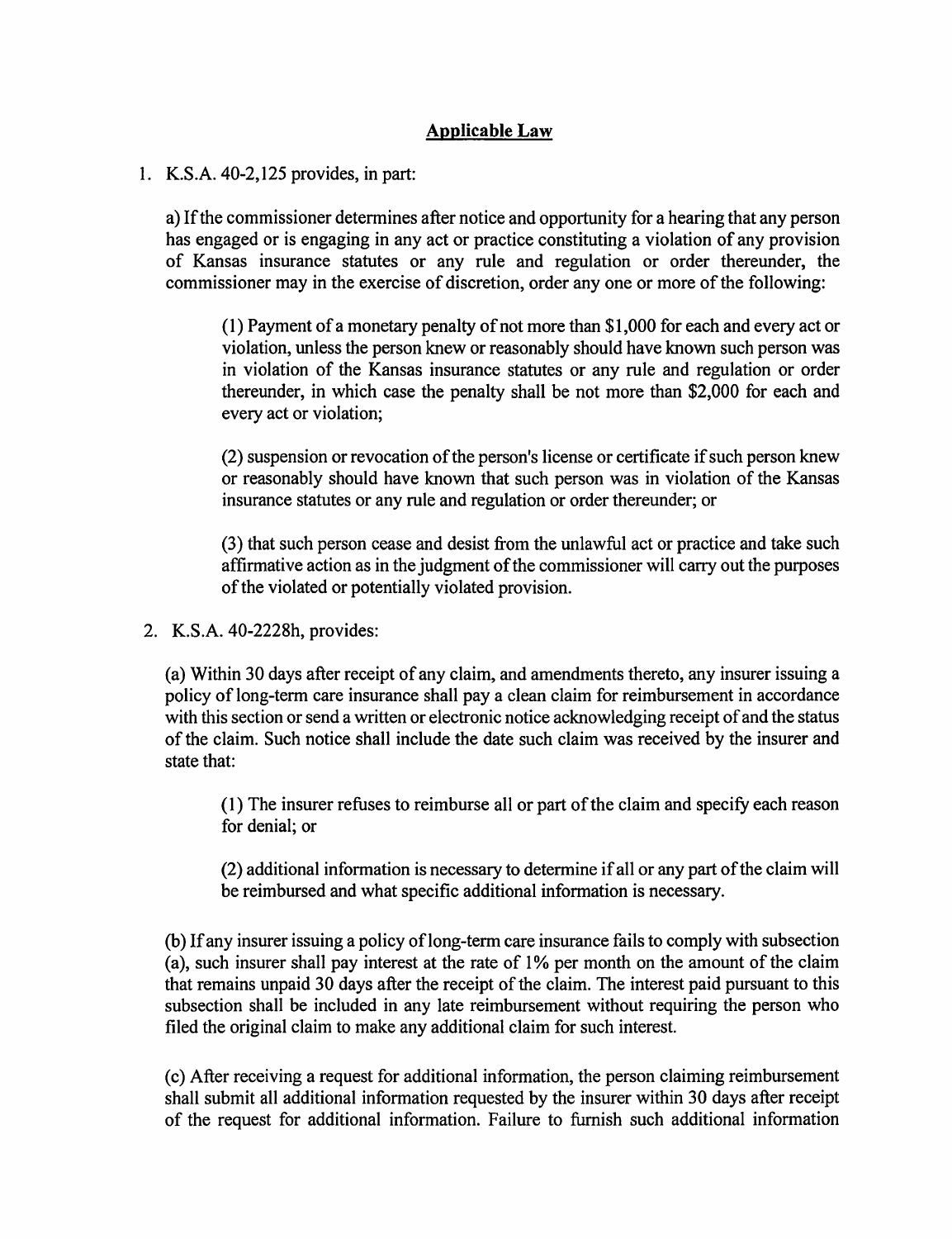## Applicable Law

1. K.S.A. 40-2,125 provides, in part:

   a) If the commissioner determines after notice and opportunity for a hearing that any person has engaged or is engaging in any act or practice constituting a violation of any provision of Kansas insurance statutes or any rule and regulation or order thereunder, the commissioner may in the exercise of discretion, order any one or more of the following:

   > (1) Payment of a monetary penalty of not more than $1,000 for each and every act or violation, unless the person knew or reasonably should have known such person was in violation of the Kansas insurance statutes or any rule and regulation or order thereunder, in which case the penalty shall be not more than $2,000 for each and every act or violation;
   >
   > (2) suspension or revocation of the person's license or certificate if such person knew or reasonably should have known that such person was in violation of the Kansas insurance statutes or any rule and regulation or order thereunder; or
   >
   > (3) that such person cease and desist from the unlawful act or practice and take such affirmative action as in the judgment of the commissioner will carry out the purposes of the violated or potentially violated provision.

2. K.S.A. 40-2228h, provides:

   (a) Within 30 days after receipt of any claim, and amendments thereto, any insurer issuing a policy of long-term care insurance shall pay a clean claim for reimbursement in accordance with this section or send a written or electronic notice acknowledging receipt of and the status of the claim. Such notice shall include the date such claim was received by the insurer and state that:

   > (1) The insurer refuses to reimburse all or part of the claim and specify each reason for denial; or
   >
   > (2) additional information is necessary to determine if all or any part of the claim will be reimbursed and what specific additional information is necessary.

   (b) If any insurer issuing a policy of long-term care insurance fails to comply with subsection (a), such insurer shall pay interest at the rate of 1% per month on the amount of the claim that remains unpaid 30 days after the receipt of the claim. The interest paid pursuant to this subsection shall be included in any late reimbursement without requiring the person who filed the original claim to make any additional claim for such interest.

   (c) After receiving a request for additional information, the person claiming reimbursement shall submit all additional information requested by the insurer within 30 days after receipt of the request for additional information. Failure to furnish such additional information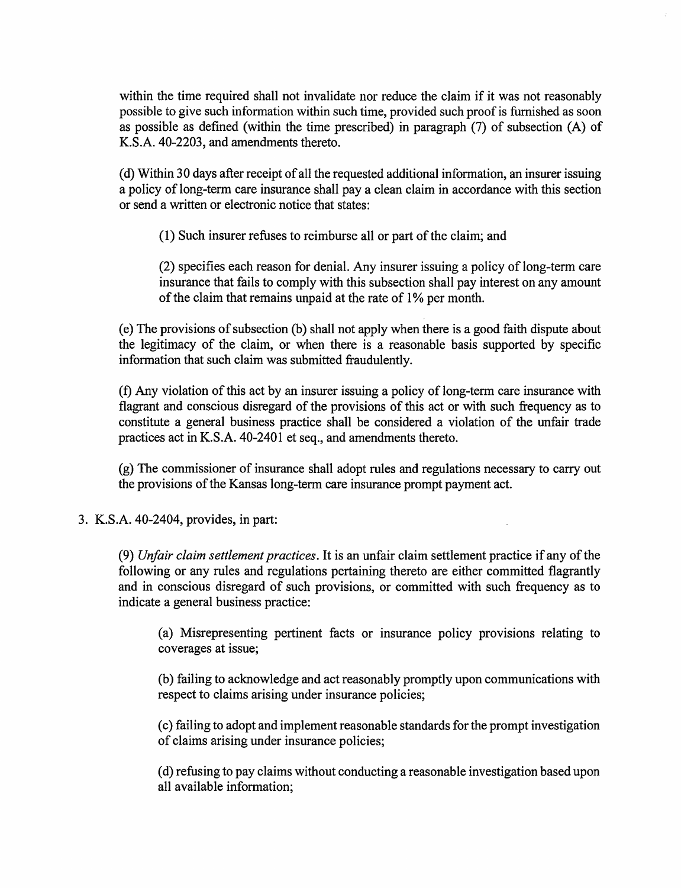within the time required shall not invalidate nor reduce the claim if it was not reasonably possible to give such information within such time, provided such proof is furnished as soon as possible as defined (within the time prescribed) in paragraph (7) of subsection (A) of K.S.A. 40-2203, and amendments thereto.

(d) Within 30 days after receipt of all the requested additional information, an insurer issuing a policy of long-term care insurance shall pay a clean claim in accordance with this section or send a written or electronic notice that states:

(1) Such insurer refuses to reimburse all or part of the claim; and

(2) specifies each reason for denial. Any insurer issuing a policy of long-term care insurance that fails to comply with this subsection shall pay interest on any amount of the claim that remains unpaid at the rate of 1% per month.

(e) The provisions of subsection (b) shall not apply when there is a good faith dispute about the legitimacy of the claim, or when there is a reasonable basis supported by specific information that such claim was submitted fraudulently.

(f) Any violation of this act by an insurer issuing a policy of long-term care insurance with flagrant and conscious disregard of the provisions of this act or with such frequency as to constitute a general business practice shall be considered a violation of the unfair trade practices act in K.S.A. 40-2401 et seq., and amendments thereto.

(g) The commissioner of insurance shall adopt rules and regulations necessary to carry out the provisions of the Kansas long-term care insurance prompt payment act.

3. K.S.A. 40-2404, provides, in part:

(9) *Unfair claim settlement practices*. It is an unfair claim settlement practice if any of the following or any rules and regulations pertaining thereto are either committed flagrantly and in conscious disregard of such provisions, or committed with such frequency as to indicate a general business practice:

(a) Misrepresenting pertinent facts or insurance policy provisions relating to coverages at issue;

(b) failing to acknowledge and act reasonably promptly upon communications with respect to claims arising under insurance policies;

(c) failing to adopt and implement reasonable standards for the prompt investigation of claims arising under insurance policies;

(d) refusing to pay claims without conducting a reasonable investigation based upon all available information;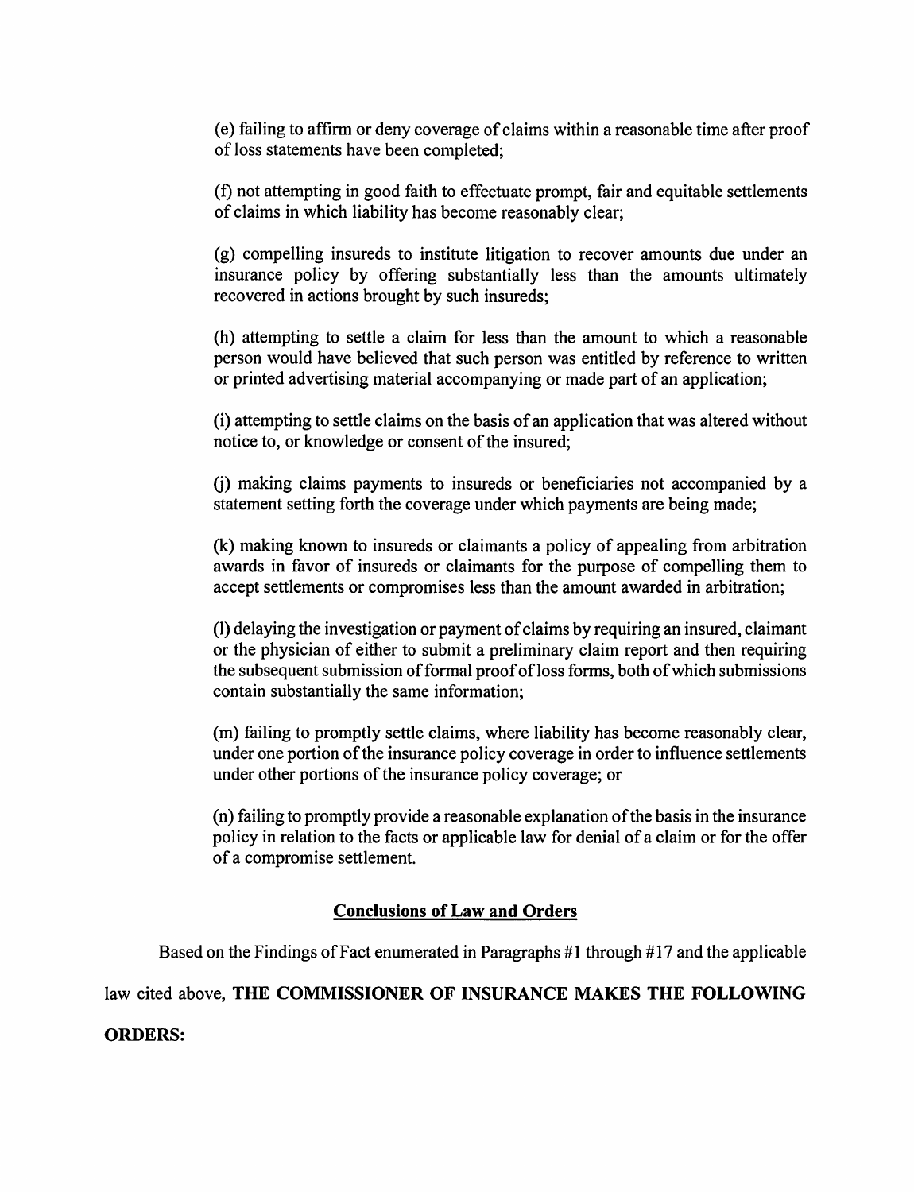(e) failing to affirm or deny coverage of claims within a reasonable time after proof of loss statements have been completed;

(f) not attempting in good faith to effectuate prompt, fair and equitable settlements of claims in which liability has become reasonably clear;

(g) compelling insureds to institute litigation to recover amounts due under an insurance policy by offering substantially less than the amounts ultimately recovered in actions brought by such insureds;

(h) attempting to settle a claim for less than the amount to which a reasonable person would have believed that such person was entitled by reference to written or printed advertising material accompanying or made part of an application;

(i) attempting to settle claims on the basis of an application that was altered without notice to, or knowledge or consent of the insured;

(j) making claims payments to insureds or beneficiaries not accompanied by a statement setting forth the coverage under which payments are being made;

(k) making known to insureds or claimants a policy of appealing from arbitration awards in favor of insureds or claimants for the purpose of compelling them to accept settlements or compromises less than the amount awarded in arbitration;

(l) delaying the investigation or payment of claims by requiring an insured, claimant or the physician of either to submit a preliminary claim report and then requiring the subsequent submission of formal proof of loss forms, both of which submissions contain substantially the same information;

(m) failing to promptly settle claims, where liability has become reasonably clear, under one portion of the insurance policy coverage in order to influence settlements under other portions of the insurance policy coverage; or

(n) failing to promptly provide a reasonable explanation of the basis in the insurance policy in relation to the facts or applicable law for denial of a claim or for the offer of a compromise settlement.

## Conclusions of Law and Orders

Based on the Findings of Fact enumerated in Paragraphs #1 through #17 and the applicable law cited above, **THE COMMISSIONER OF INSURANCE MAKES THE FOLLOWING ORDERS:**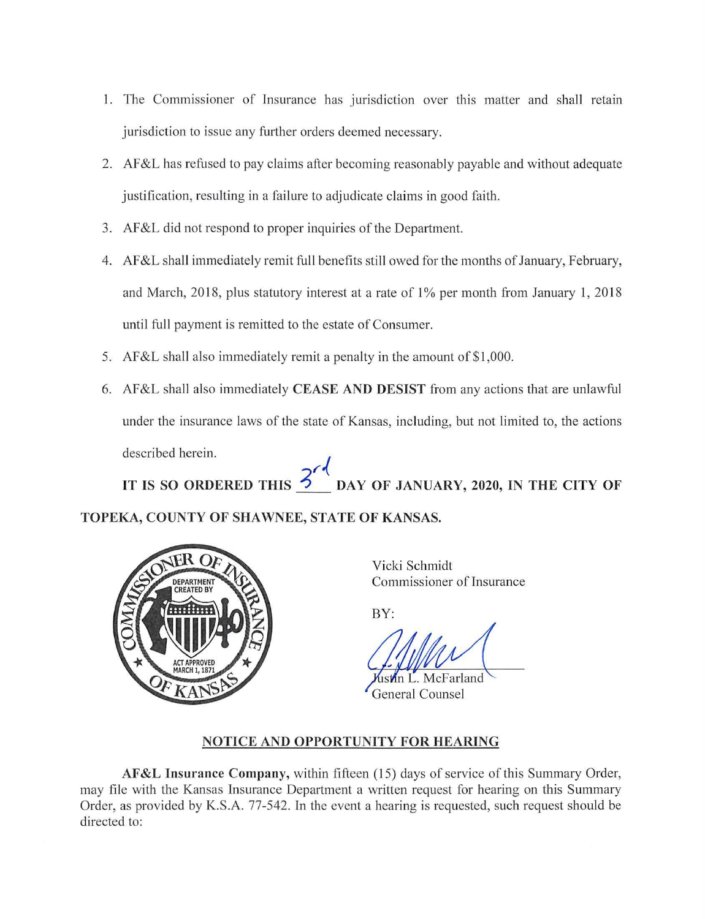1. The Commissioner of Insurance has jurisdiction over this matter and shall retain jurisdiction to issue any further orders deemed necessary.
2. AF&L has refused to pay claims after becoming reasonably payable and without adequate justification, resulting in a failure to adjudicate claims in good faith.
3. AF&L did not respond to proper inquiries of the Department.
4. AF&L shall immediately remit full benefits still owed for the months of January, February, and March, 2018, plus statutory interest at a rate of 1% per month from January 1, 2018 until full payment is remitted to the estate of Consumer.
5. AF&L shall also immediately remit a penalty in the amount of $1,000.
6. AF&L shall also immediately **CEASE AND DESIST** from any actions that are unlawful under the insurance laws of the state of Kansas, including, but not limited to, the actions described herein.

**IT IS SO ORDERED THIS 3rd DAY OF JANUARY, 2020, IN THE CITY OF TOPEKA, COUNTY OF SHAWNEE, STATE OF KANSAS.**

Vicki Schmidt
Commissioner of Insurance

BY:

Justin L. McFarland
General Counsel

## NOTICE AND OPPORTUNITY FOR HEARING

**AF&L Insurance Company,** within fifteen (15) days of service of this Summary Order, may file with the Kansas Insurance Department a written request for hearing on this Summary Order, as provided by K.S.A. 77-542. In the event a hearing is requested, such request should be directed to: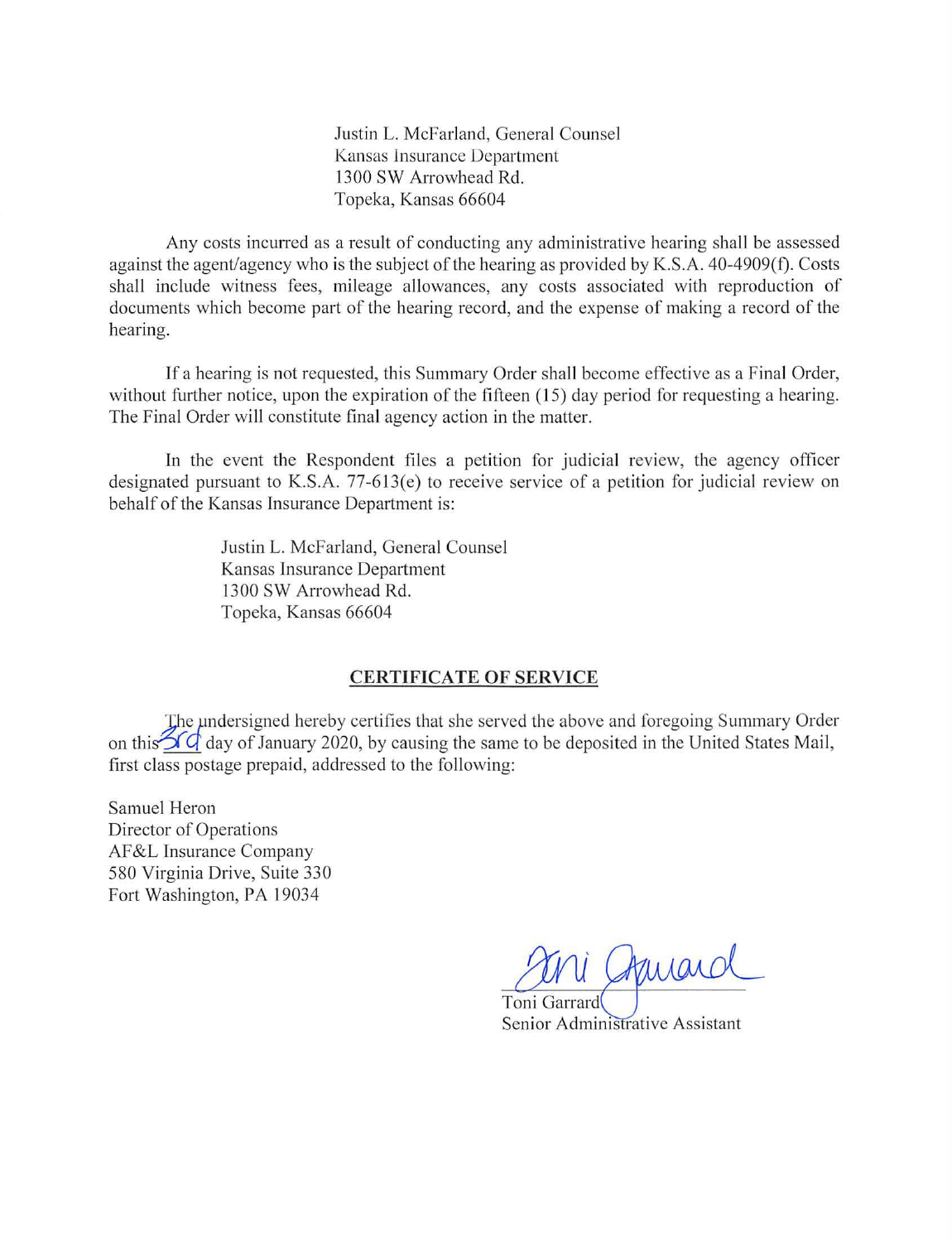Justin L. McFarland, General Counsel
Kansas Insurance Department
1300 SW Arrowhead Rd.
Topeka, Kansas 66604

Any costs incurred as a result of conducting any administrative hearing shall be assessed against the agent/agency who is the subject of the hearing as provided by K.S.A. 40-4909(f). Costs shall include witness fees, mileage allowances, any costs associated with reproduction of documents which become part of the hearing record, and the expense of making a record of the hearing.

If a hearing is not requested, this Summary Order shall become effective as a Final Order, without further notice, upon the expiration of the fifteen (15) day period for requesting a hearing. The Final Order will constitute final agency action in the matter.

In the event the Respondent files a petition for judicial review, the agency officer designated pursuant to K.S.A. 77-613(e) to receive service of a petition for judicial review on behalf of the Kansas Insurance Department is:

Justin L. McFarland, General Counsel
Kansas Insurance Department
1300 SW Arrowhead Rd.
Topeka, Kansas 66604

## CERTIFICATE OF SERVICE

The undersigned hereby certifies that she served the above and foregoing Summary Order on this 3rd day of January 2020, by causing the same to be deposited in the United States Mail, first class postage prepaid, addressed to the following:

Samuel Heron
Director of Operations
AF&L Insurance Company
580 Virginia Drive, Suite 330
Fort Washington, PA 19034

Toni Garrard
Senior Administrative Assistant